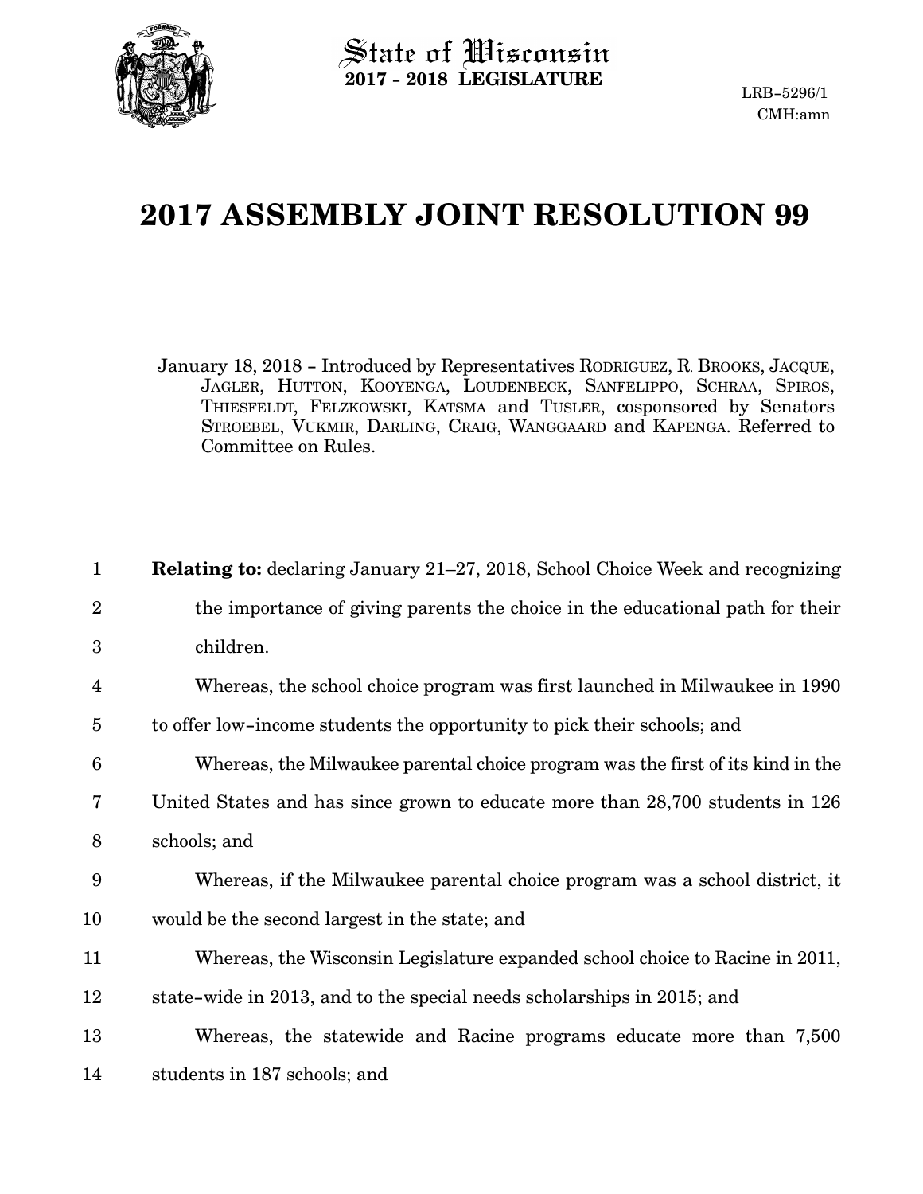State of Wisconsin
**2017 - 2018 LEGISLATURE**

LRB-5296/1
CMH:amn

# 2017 ASSEMBLY JOINT RESOLUTION 99

January 18, 2018 – Introduced by Representatives RODRIGUEZ, R. BROOKS, JACQUE, JAGLER, HUTTON, KOOYENGA, LOUDENBECK, SANFELIPPO, SCHRAA, SPIROS, THIESFELDT, FELZKOWSKI, KATSMA and TUSLER, cosponsored by Senators STROEBEL, VUKMIR, DARLING, CRAIG, WANGGAARD and KAPENGA. Referred to Committee on Rules.

1 **Relating to:** declaring January 21–27, 2018, School Choice Week and recognizing
2 the importance of giving parents the choice in the educational path for their
3 children.

4 Whereas, the school choice program was first launched in Milwaukee in 1990
5 to offer low-income students the opportunity to pick their schools; and

6 Whereas, the Milwaukee parental choice program was the first of its kind in the
7 United States and has since grown to educate more than 28,700 students in 126
8 schools; and

9 Whereas, if the Milwaukee parental choice program was a school district, it
10 would be the second largest in the state; and

11 Whereas, the Wisconsin Legislature expanded school choice to Racine in 2011,
12 state-wide in 2013, and to the special needs scholarships in 2015; and

13 Whereas, the statewide and Racine programs educate more than 7,500
14 students in 187 schools; and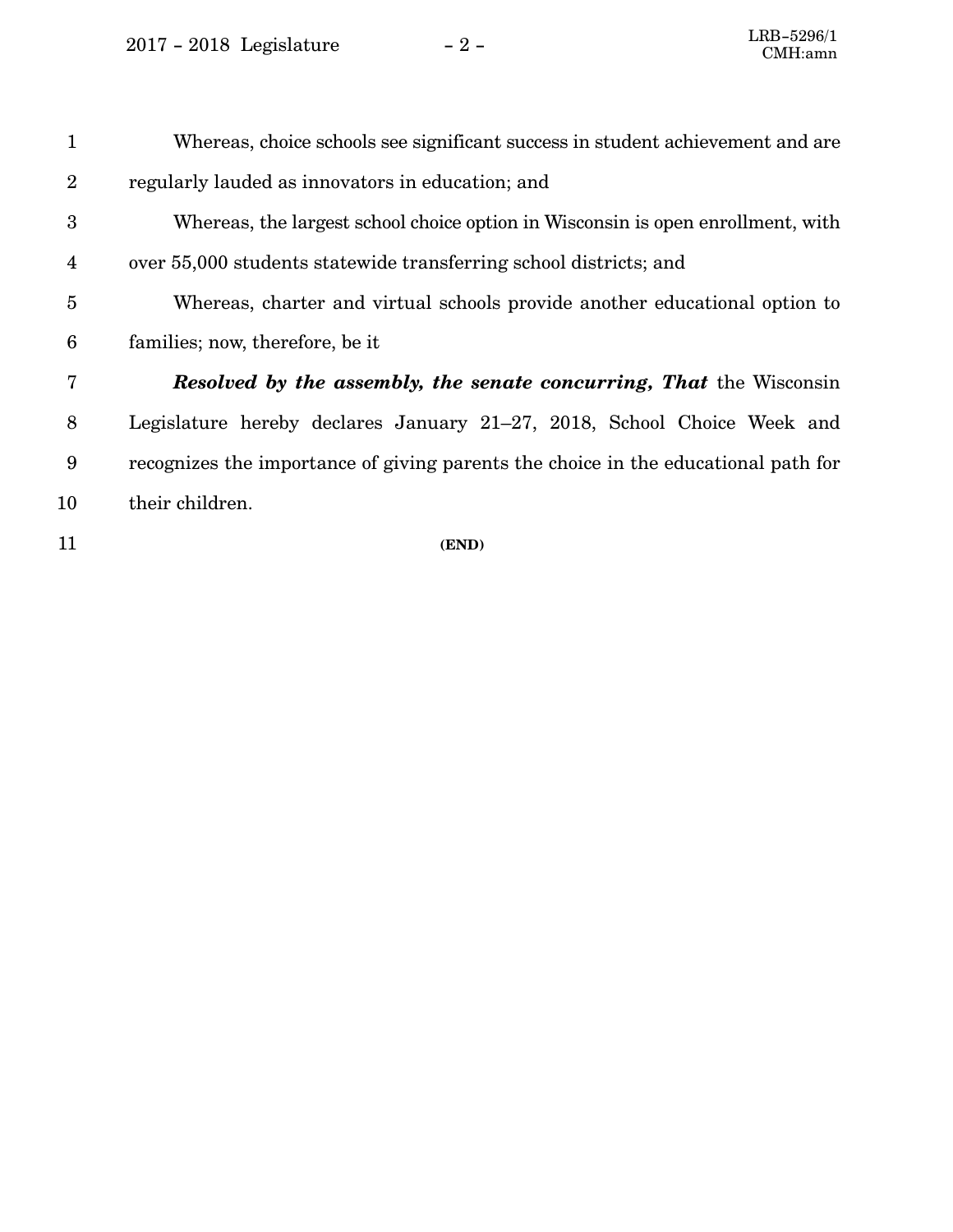Whereas, choice schools see significant success in student achievement and are regularly lauded as innovators in education; and

Whereas, the largest school choice option in Wisconsin is open enrollment, with over 55,000 students statewide transferring school districts; and

Whereas, charter and virtual schools provide another educational option to families; now, therefore, be it

***Resolved by the assembly, the senate concurring, That*** the Wisconsin Legislature hereby declares January 21–27, 2018, School Choice Week and recognizes the importance of giving parents the choice in the educational path for their children.

**(END)**